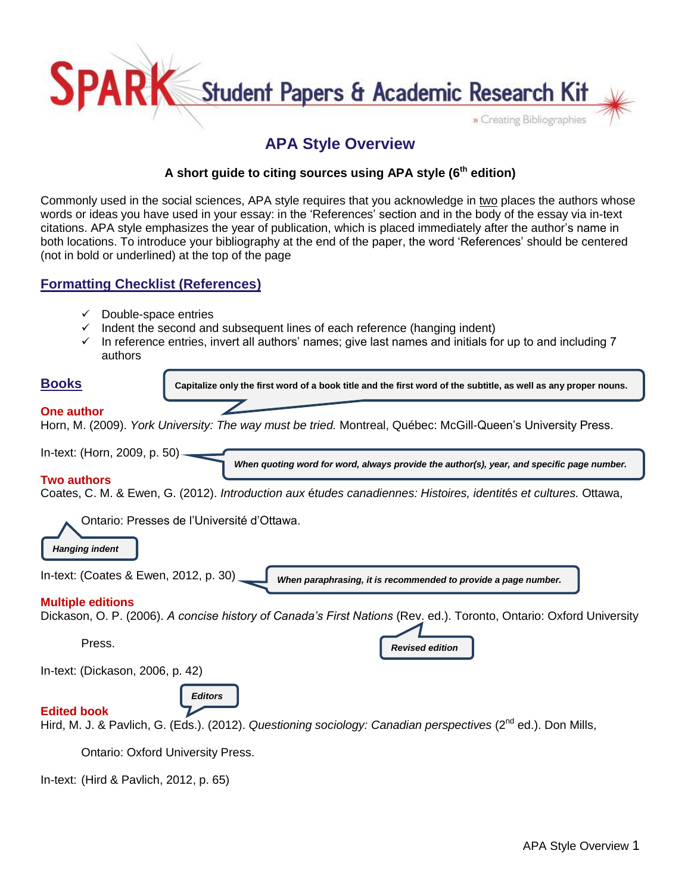SPARK Student Papers & Academic Research Kit

» Creating Bibliographies

# APA Style Overview

**A short guide to citing sources using APA style (6th edition)**

Commonly used in the social sciences, APA style requires that you acknowledge in two places the authors whose words or ideas you have used in your essay: in the 'References' section and in the body of the essay via in-text citations. APA style emphasizes the year of publication, which is placed immediately after the author's name in both locations. To introduce your bibliography at the end of the paper, the word 'References' should be centered (not in bold or underlined) at the top of the page

## Formatting Checklist (References)

- ✓ Double-space entries
- ✓ Indent the second and subsequent lines of each reference (hanging indent)
- ✓ In reference entries, invert all authors' names; give last names and initials for up to and including 7 authors

## Books

**Capitalize only the first word of a book title and the first word of the subtitle, as well as any proper nouns.**

### One author

Horn, M. (2009). *York University: The way must be tried.* Montreal, Québec: McGill-Queen's University Press.

In-text: (Horn, 2009, p. 50)

***When quoting word for word, always provide the author(s), year, and specific page number.***

### Two authors

Coates, C. M. & Ewen, G. (2012). *Introduction aux études canadiennes: Histoires, identités et cultures.* Ottawa, Ontario: Presses de l'Université d'Ottawa.

***Hanging indent***

In-text: (Coates & Ewen, 2012, p. 30)

***When paraphrasing, it is recommended to provide a page number.***

### Multiple editions

Dickason, O. P. (2006). *A concise history of Canada's First Nations* (Rev. ed.). Toronto, Ontario: Oxford University Press.

***Revised edition***

In-text: (Dickason, 2006, p. 42)

### Edited book

***Editors***

Hird, M. J. & Pavlich, G. (Eds.). (2012). *Questioning sociology: Canadian perspectives* (2nd ed.). Don Mills, Ontario: Oxford University Press.

In-text: (Hird & Pavlich, 2012, p. 65)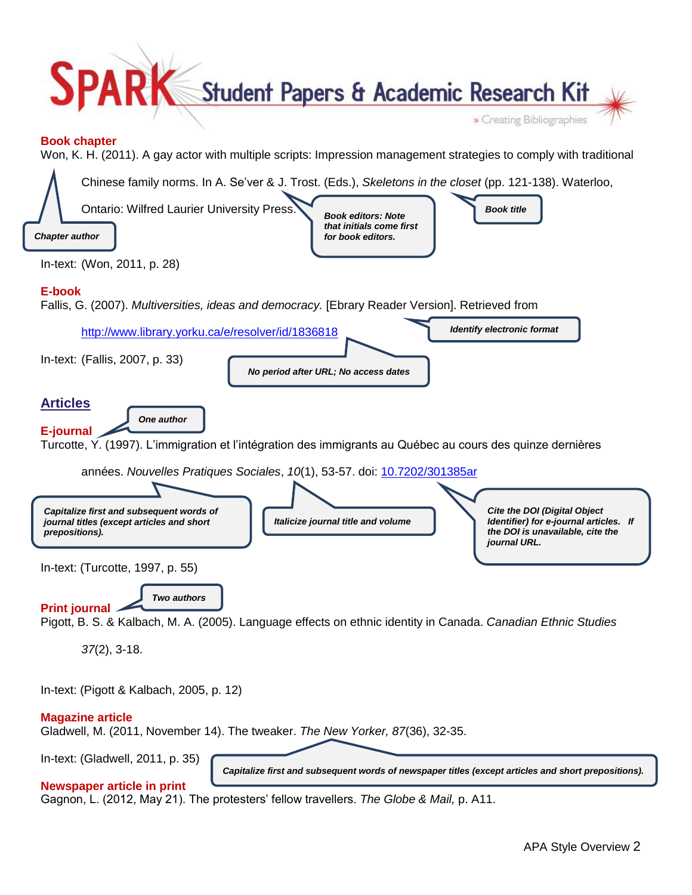## Book chapter

Won, K. H. (2011). A gay actor with multiple scripts: Impression management strategies to comply with traditional Chinese family norms. In A. Se'ver & J. Trost. (Eds.), *Skeletons in the closet* (pp. 121-138). Waterloo, Ontario: Wilfred Laurier University Press.

***Chapter author***

***Book editors: Note that initials come first for book editors.***

***Book title***

In-text: (Won, 2011, p. 28)

## E-book

Fallis, G. (2007). *Multiversities, ideas and democracy.* [Ebrary Reader Version]. Retrieved from http://www.library.yorku.ca/e/resolver/id/1836818

***Identify electronic format***

***No period after URL; No access dates***

In-text: (Fallis, 2007, p. 33)

# Articles

## E-journal

***One author***

Turcotte, Y. (1997). L'immigration et l'intégration des immigrants au Québec au cours des quinze dernières années. *Nouvelles Pratiques Sociales*, *10*(1), 53-57. doi: 10.7202/301385ar

***Capitalize first and subsequent words of journal titles (except articles and short prepositions).***

***Italicize journal title and volume***

***Cite the DOI (Digital Object Identifier) for e-journal articles. If the DOI is unavailable, cite the journal URL.***

In-text: (Turcotte, 1997, p. 55)

## Print journal

***Two authors***

Pigott, B. S. & Kalbach, M. A. (2005). Language effects on ethnic identity in Canada. *Canadian Ethnic Studies 37*(2), 3-18.

In-text: (Pigott & Kalbach, 2005, p. 12)

## Magazine article

Gladwell, M. (2011, November 14). The tweaker. *The New Yorker, 87*(36), 32-35.

In-text: (Gladwell, 2011, p. 35)

***Capitalize first and subsequent words of newspaper titles (except articles and short prepositions).***

## Newspaper article in print

Gagnon, L. (2012, May 21). The protesters' fellow travellers. *The Globe & Mail,* p. A11.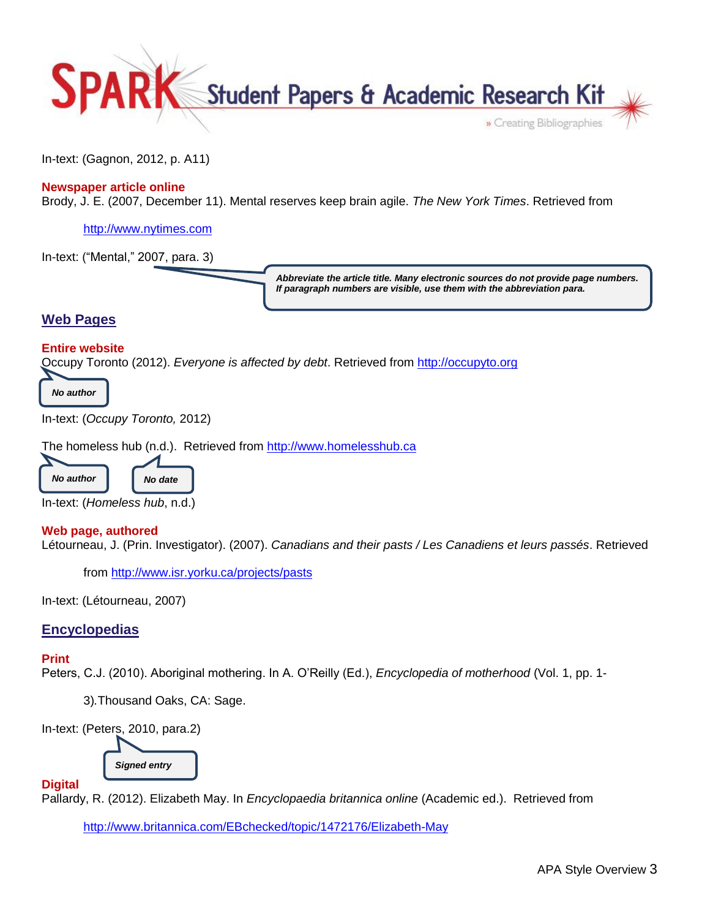In-text: (Gagnon, 2012, p. A11)

**Newspaper article online**

Brody, J. E. (2007, December 11). Mental reserves keep brain agile. *The New York Times*. Retrieved from

http://www.nytimes.com

In-text: ("Mental," 2007, para. 3)

*Abbreviate the article title. Many electronic sources do not provide page numbers. If paragraph numbers are visible, use them with the abbreviation para.*

## Web Pages

**Entire website**

Occupy Toronto (2012). *Everyone is affected by debt*. Retrieved from http://occupyto.org

*No author*

In-text: (*Occupy Toronto,* 2012)

The homeless hub (n.d.). Retrieved from http://www.homelesshub.ca

*No author* *No date*

In-text: (*Homeless hub*, n.d.)

**Web page, authored**

Létourneau, J. (Prin. Investigator). (2007). *Canadians and their pasts / Les Canadiens et leurs passés*. Retrieved

from http://www.isr.yorku.ca/projects/pasts

In-text: (Létourneau, 2007)

## Encyclopedias

**Print**

Peters, C.J. (2010). Aboriginal mothering. In A. O'Reilly (Ed.), *Encyclopedia of motherhood* (Vol. 1, pp. 1-

3). Thousand Oaks, CA: Sage.

In-text: (Peters, 2010, para.2)

*Signed entry*

**Digital**

Pallardy, R. (2012). Elizabeth May. In *Encyclopaedia britannica online* (Academic ed.). Retrieved from

http://www.britannica.com/EBchecked/topic/1472176/Elizabeth-May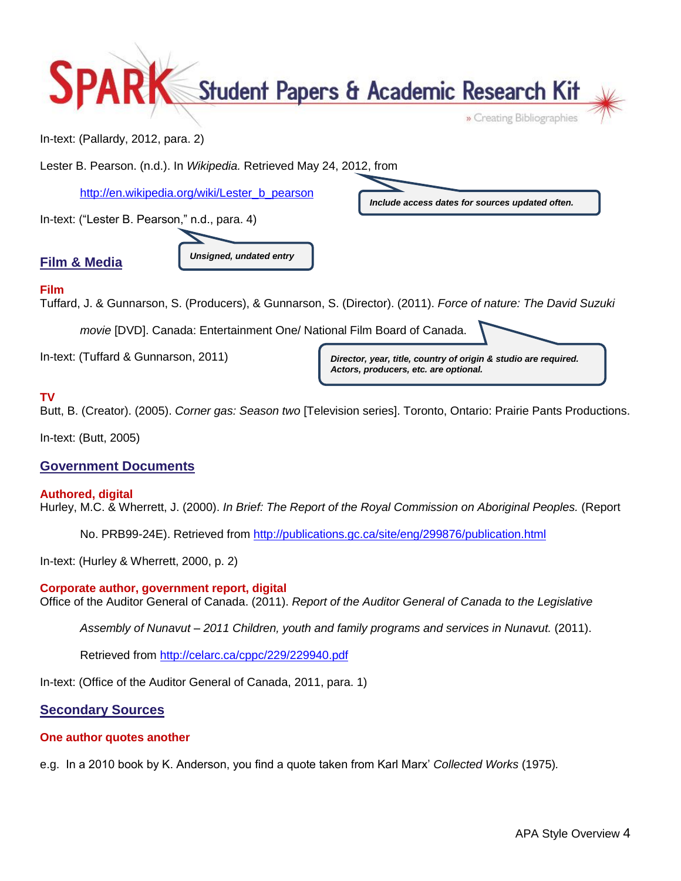In-text: (Pallardy, 2012, para. 2)

Lester B. Pearson. (n.d.). In *Wikipedia.* Retrieved May 24, 2012, from http://en.wikipedia.org/wiki/Lester_b_pearson

*Include access dates for sources updated often.*

In-text: ("Lester B. Pearson," n.d., para. 4)

*Unsigned, undated entry*

## Film & Media

### Film

Tuffard, J. & Gunnarson, S. (Producers), & Gunnarson, S. (Director). (2011). *Force of nature: The David Suzuki movie* [DVD]. Canada: Entertainment One/ National Film Board of Canada.

In-text: (Tuffard & Gunnarson, 2011)

*Director, year, title, country of origin & studio are required. Actors, producers, etc. are optional.*

### TV

Butt, B. (Creator). (2005). *Corner gas: Season two* [Television series]. Toronto, Ontario: Prairie Pants Productions.

In-text: (Butt, 2005)

## Government Documents

### Authored, digital

Hurley, M.C. & Wherrett, J. (2000). *In Brief: The Report of the Royal Commission on Aboriginal Peoples.* (Report No. PRB99-24E). Retrieved from http://publications.gc.ca/site/eng/299876/publication.html

In-text: (Hurley & Wherrett, 2000, p. 2)

### Corporate author, government report, digital

Office of the Auditor General of Canada. (2011). *Report of the Auditor General of Canada to the Legislative Assembly of Nunavut – 2011 Children, youth and family programs and services in Nunavut.* (2011). Retrieved from http://celarc.ca/cppc/229/229940.pdf

In-text: (Office of the Auditor General of Canada, 2011, para. 1)

## Secondary Sources

### One author quotes another

e.g. In a 2010 book by K. Anderson, you find a quote taken from Karl Marx' *Collected Works* (1975).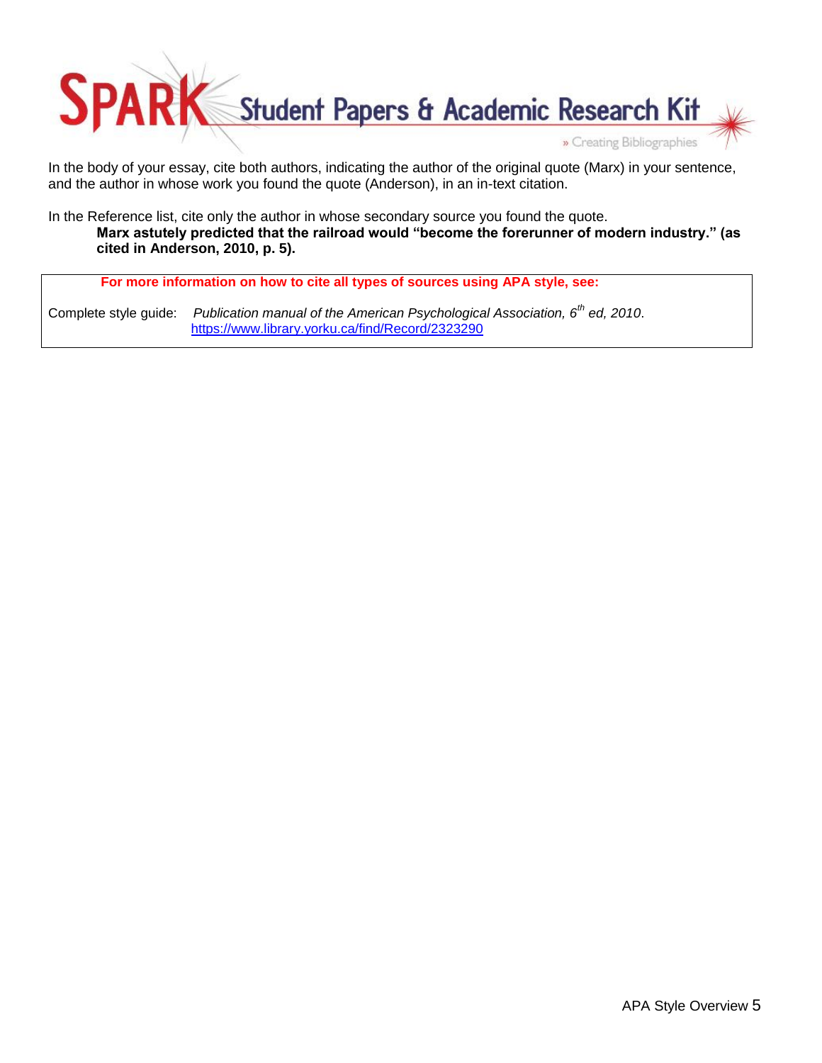In the body of your essay, cite both authors, indicating the author of the original quote (Marx) in your sentence, and the author in whose work you found the quote (Anderson), in an in-text citation.

In the Reference list, cite only the author in whose secondary source you found the quote.

> **Marx astutely predicted that the railroad would "become the forerunner of modern industry." (as cited in Anderson, 2010, p. 5).**

---

**For more information on how to cite all types of sources using APA style, see:**

Complete style guide: *Publication manual of the American Psychological Association, 6th ed, 2010*. https://www.library.yorku.ca/find/Record/2323290

---